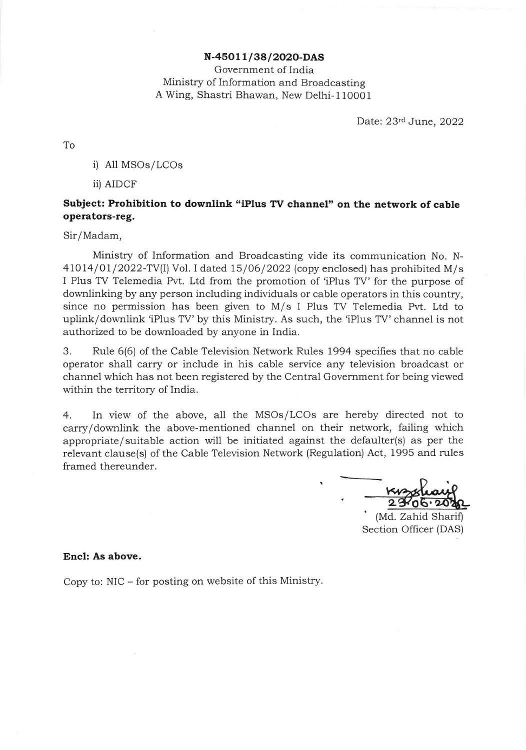**N-45011/38/2020-DAS**

Government of India
Ministry of Information and Broadcasting
A Wing, Shastri Bhawan, New Delhi-110001

Date: 23rd June, 2022

To

i) All MSOs/LCOs

ii) AIDCF

**Subject: Prohibition to downlink "iPlus TV channel" on the network of cable operators-reg.**

Sir/Madam,

Ministry of Information and Broadcasting vide its communication No. N-41014/01/2022-TV(I) Vol. I dated 15/06/2022 (copy enclosed) has prohibited M/s I Plus TV Telemedia Pvt. Ltd from the promotion of 'iPlus TV' for the purpose of downlinking by any person including individuals or cable operators in this country, since no permission has been given to M/s I Plus TV Telemedia Pvt. Ltd to uplink/downlink 'iPlus TV' by this Ministry. As such, the 'iPlus TV' channel is not authorized to be downloaded by anyone in India.

3. Rule 6(6) of the Cable Television Network Rules 1994 specifies that no cable operator shall carry or include in his cable service any television broadcast or channel which has not been registered by the Central Government for being viewed within the territory of India.

4. In view of the above, all the MSOs/LCOs are hereby directed not to carry/downlink the above-mentioned channel on their network, failing which appropriate/suitable action will be initiated against the defaulter(s) as per the relevant clause(s) of the Cable Television Network (Regulation) Act, 1995 and rules framed thereunder.

23.06.2022
(Md. Zahid Sharif)
Section Officer (DAS)

**Encl: As above.**

Copy to: NIC – for posting on website of this Ministry.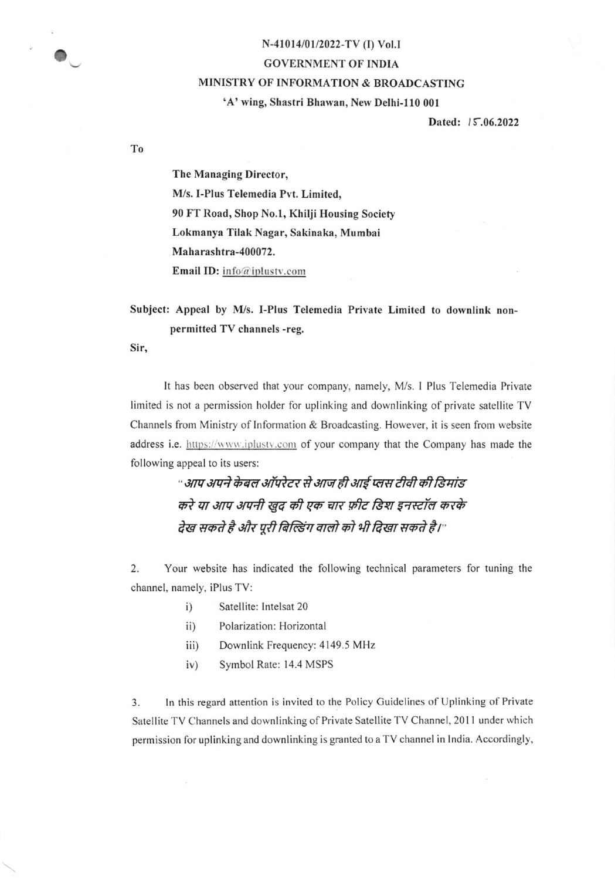N-41014/01/2022-TV (I) Vol.I

GOVERNMENT OF INDIA

MINISTRY OF INFORMATION & BROADCASTING

'A' wing, Shastri Bhawan, New Delhi-110 001

Dated: 15.06.2022

To

**The Managing Director,**
**M/s. I-Plus Telemedia Pvt. Limited,**
**90 FT Road, Shop No.1, Khilji Housing Society**
**Lokmanya Tilak Nagar, Sakinaka, Mumbai**
**Maharashtra-400072.**
**Email ID:** info@iplustv.com

**Subject: Appeal by M/s. I-Plus Telemedia Private Limited to downlink non-permitted TV channels -reg.**

Sir,

It has been observed that your company, namely, M/s. I Plus Telemedia Private limited is not a permission holder for uplinking and downlinking of private satellite TV Channels from Ministry of Information & Broadcasting. However, it is seen from website address i.e. https://www.iplustv.com of your company that the Company has made the following appeal to its users:

> *"आप अपने केबल ऑपरेटर से आज ही आई प्लस टीवी की डिमांड करे या आप अपनी खुद की एक चार फ़ीट डिश इनस्टॉल करके देख सकते है और पूरी बिल्डिंग वालो को भी दिखा सकते है।"*

2. Your website has indicated the following technical parameters for tuning the channel, namely, iPlus TV:

i) Satellite: Intelsat 20

ii) Polarization: Horizontal

iii) Downlink Frequency: 4149.5 MHz

iv) Symbol Rate: 14.4 MSPS

3. In this regard attention is invited to the Policy Guidelines of Uplinking of Private Satellite TV Channels and downlinking of Private Satellite TV Channel, 2011 under which permission for uplinking and downlinking is granted to a TV channel in India. Accordingly,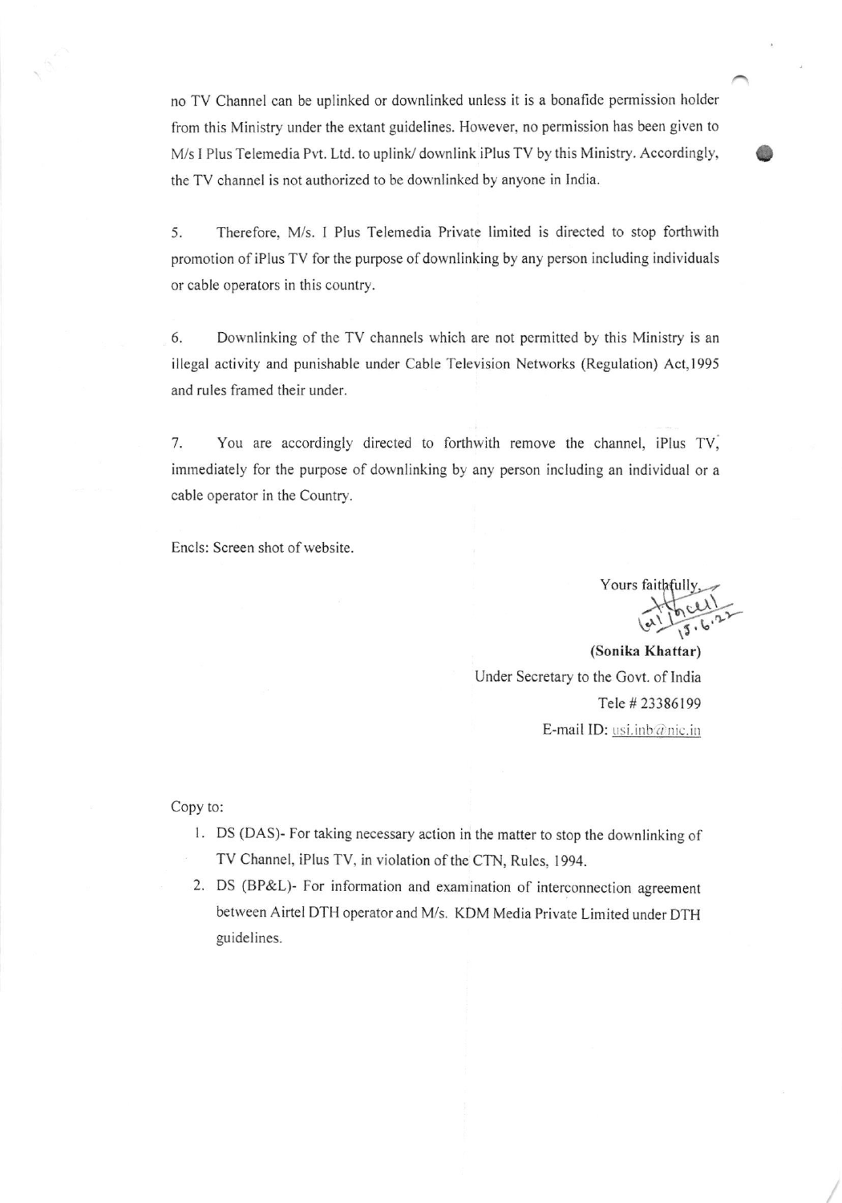no TV Channel can be uplinked or downlinked unless it is a bonafide permission holder from this Ministry under the extant guidelines. However, no permission has been given to M/s I Plus Telemedia Pvt. Ltd. to uplink/ downlink iPlus TV by this Ministry. Accordingly, the TV channel is not authorized to be downlinked by anyone in India.

5. Therefore, M/s. I Plus Telemedia Private limited is directed to stop forthwith promotion of iPlus TV for the purpose of downlinking by any person including individuals or cable operators in this country.

6. Downlinking of the TV channels which are not permitted by this Ministry is an illegal activity and punishable under Cable Television Networks (Regulation) Act,1995 and rules framed their under.

7. You are accordingly directed to forthwith remove the channel, iPlus TV, immediately for the purpose of downlinking by any person including an individual or a cable operator in the Country.

Encls: Screen shot of website.

Yours faithfully,

15.6.22

**(Sonika Khattar)**
Under Secretary to the Govt. of India
Tele # 23386199
E-mail ID: usi.inb@nic.in

Copy to:

1. DS (DAS)- For taking necessary action in the matter to stop the downlinking of TV Channel, iPlus TV, in violation of the CTN, Rules, 1994.
2. DS (BP&L)- For information and examination of interconnection agreement between Airtel DTH operator and M/s. KDM Media Private Limited under DTH guidelines.